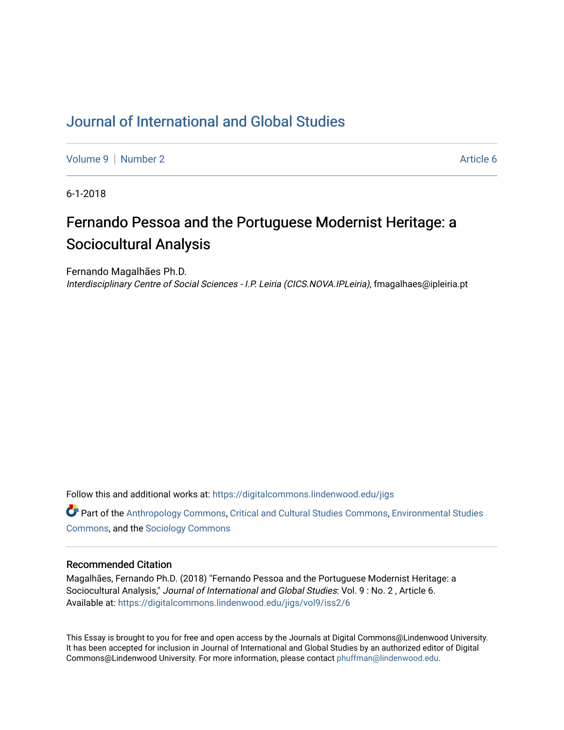# Journal of International and Global Studies

Volume 9 | Number 2 | Article 6

6-1-2018

## Fernando Pessoa and the Portuguese Modernist Heritage: a Sociocultural Analysis

Fernando Magalhães Ph.D.
*Interdisciplinary Centre of Social Sciences - I.P. Leiria (CICS.NOVA.IPLeiria)*, fmagalhaes@ipleiria.pt

Follow this and additional works at: https://digitalcommons.lindenwood.edu/jigs

Part of the Anthropology Commons, Critical and Cultural Studies Commons, Environmental Studies Commons, and the Sociology Commons

### Recommended Citation

Magalhães, Fernando Ph.D. (2018) "Fernando Pessoa and the Portuguese Modernist Heritage: a Sociocultural Analysis," *Journal of International and Global Studies*: Vol. 9 : No. 2 , Article 6.
Available at: https://digitalcommons.lindenwood.edu/jigs/vol9/iss2/6

This Essay is brought to you for free and open access by the Journals at Digital Commons@Lindenwood University. It has been accepted for inclusion in Journal of International and Global Studies by an authorized editor of Digital Commons@Lindenwood University. For more information, please contact phuffman@lindenwood.edu.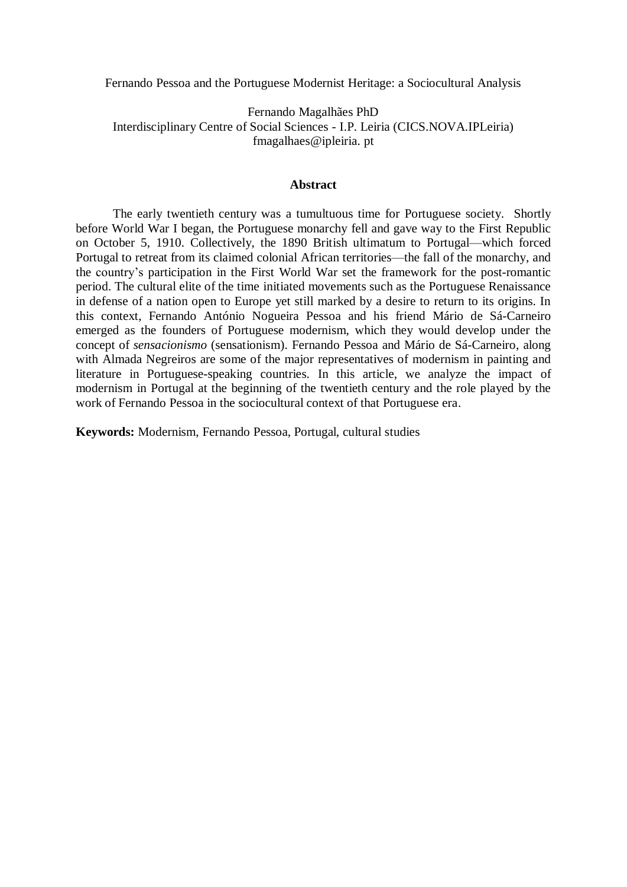# Fernando Pessoa and the Portuguese Modernist Heritage: a Sociocultural Analysis

Fernando Magalhães PhD
Interdisciplinary Centre of Social Sciences - I.P. Leiria (CICS.NOVA.IPLeiria)
fmagalhaes@ipleiria. pt

## Abstract

The early twentieth century was a tumultuous time for Portuguese society. Shortly before World War I began, the Portuguese monarchy fell and gave way to the First Republic on October 5, 1910. Collectively, the 1890 British ultimatum to Portugal—which forced Portugal to retreat from its claimed colonial African territories—the fall of the monarchy, and the country's participation in the First World War set the framework for the post-romantic period. The cultural elite of the time initiated movements such as the Portuguese Renaissance in defense of a nation open to Europe yet still marked by a desire to return to its origins. In this context, Fernando António Nogueira Pessoa and his friend Mário de Sá-Carneiro emerged as the founders of Portuguese modernism, which they would develop under the concept of *sensacionismo* (sensationism). Fernando Pessoa and Mário de Sá-Carneiro, along with Almada Negreiros are some of the major representatives of modernism in painting and literature in Portuguese-speaking countries. In this article, we analyze the impact of modernism in Portugal at the beginning of the twentieth century and the role played by the work of Fernando Pessoa in the sociocultural context of that Portuguese era.

**Keywords:** Modernism, Fernando Pessoa, Portugal, cultural studies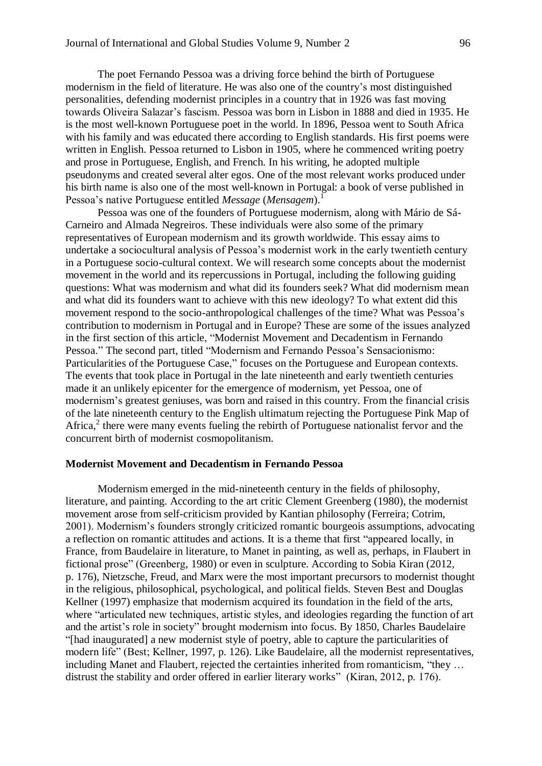The poet Fernando Pessoa was a driving force behind the birth of Portuguese modernism in the field of literature. He was also one of the country's most distinguished personalities, defending modernist principles in a country that in 1926 was fast moving towards Oliveira Salazar's fascism. Pessoa was born in Lisbon in 1888 and died in 1935. He is the most well-known Portuguese poet in the world. In 1896, Pessoa went to South Africa with his family and was educated there according to English standards. His first poems were written in English. Pessoa returned to Lisbon in 1905, where he commenced writing poetry and prose in Portuguese, English, and French. In his writing, he adopted multiple pseudonyms and created several alter egos. One of the most relevant works produced under his birth name is also one of the most well-known in Portugal: a book of verse published in Pessoa's native Portuguese entitled *Message* (*Mensagem*).[1]

Pessoa was one of the founders of Portuguese modernism, along with Mário de Sá-Carneiro and Almada Negreiros. These individuals were also some of the primary representatives of European modernism and its growth worldwide. This essay aims to undertake a sociocultural analysis of Pessoa's modernist work in the early twentieth century in a Portuguese socio-cultural context. We will research some concepts about the modernist movement in the world and its repercussions in Portugal, including the following guiding questions: What was modernism and what did its founders seek? What did modernism mean and what did its founders want to achieve with this new ideology? To what extent did this movement respond to the socio-anthropological challenges of the time? What was Pessoa's contribution to modernism in Portugal and in Europe? These are some of the issues analyzed in the first section of this article, "Modernist Movement and Decadentism in Fernando Pessoa." The second part, titled "Modernism and Fernando Pessoa's Sensacionismo: Particularities of the Portuguese Case," focuses on the Portuguese and European contexts. The events that took place in Portugal in the late nineteenth and early twentieth centuries made it an unlikely epicenter for the emergence of modernism, yet Pessoa, one of modernism's greatest geniuses, was born and raised in this country. From the financial crisis of the late nineteenth century to the English ultimatum rejecting the Portuguese Pink Map of Africa,[2] there were many events fueling the rebirth of Portuguese nationalist fervor and the concurrent birth of modernist cosmopolitanism.

## Modernist Movement and Decadentism in Fernando Pessoa

Modernism emerged in the mid-nineteenth century in the fields of philosophy, literature, and painting. According to the art critic Clement Greenberg (1980), the modernist movement arose from self-criticism provided by Kantian philosophy (Ferreira; Cotrim, 2001). Modernism's founders strongly criticized romantic bourgeois assumptions, advocating a reflection on romantic attitudes and actions. It is a theme that first "appeared locally, in France, from Baudelaire in literature, to Manet in painting, as well as, perhaps, in Flaubert in fictional prose" (Greenberg, 1980) or even in sculpture. According to Sobia Kiran (2012, p. 176), Nietzsche, Freud, and Marx were the most important precursors to modernist thought in the religious, philosophical, psychological, and political fields. Steven Best and Douglas Kellner (1997) emphasize that modernism acquired its foundation in the field of the arts, where "articulated new techniques, artistic styles, and ideologies regarding the function of art and the artist's role in society" brought modernism into focus. By 1850, Charles Baudelaire "[had inaugurated] a new modernist style of poetry, able to capture the particularities of modern life" (Best; Kellner, 1997, p. 126). Like Baudelaire, all the modernist representatives, including Manet and Flaubert, rejected the certainties inherited from romanticism, "they … distrust the stability and order offered in earlier literary works" (Kiran, 2012, p. 176).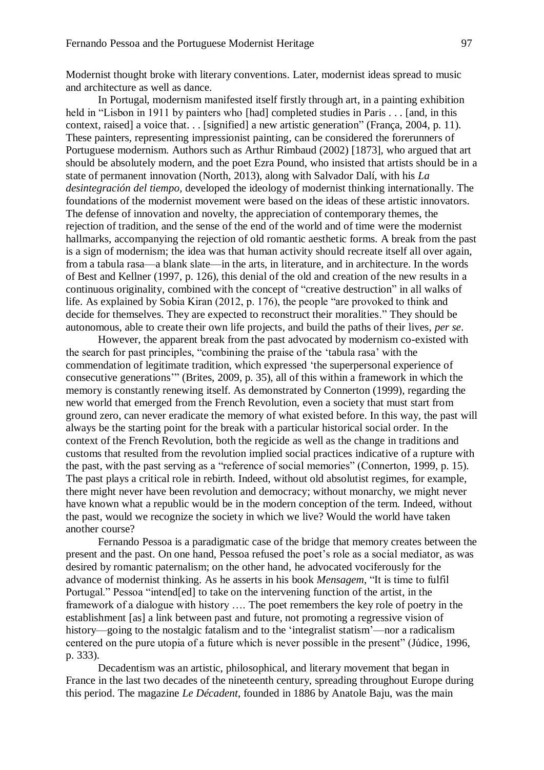Modernist thought broke with literary conventions. Later, modernist ideas spread to music and architecture as well as dance.

In Portugal, modernism manifested itself firstly through art, in a painting exhibition held in "Lisbon in 1911 by painters who [had] completed studies in Paris . . . [and, in this context, raised] a voice that. . . [signified] a new artistic generation" (França, 2004, p. 11). These painters, representing impressionist painting, can be considered the forerunners of Portuguese modernism. Authors such as Arthur Rimbaud (2002) [1873], who argued that art should be absolutely modern, and the poet Ezra Pound, who insisted that artists should be in a state of permanent innovation (North, 2013), along with Salvador Dalí, with his *La desintegración del tiempo,* developed the ideology of modernist thinking internationally. The foundations of the modernist movement were based on the ideas of these artistic innovators. The defense of innovation and novelty, the appreciation of contemporary themes, the rejection of tradition, and the sense of the end of the world and of time were the modernist hallmarks, accompanying the rejection of old romantic aesthetic forms. A break from the past is a sign of modernism; the idea was that human activity should recreate itself all over again, from a tabula rasa—a blank slate—in the arts, in literature, and in architecture. In the words of Best and Kellner (1997, p. 126), this denial of the old and creation of the new results in a continuous originality, combined with the concept of "creative destruction" in all walks of life. As explained by Sobia Kiran (2012, p. 176), the people "are provoked to think and decide for themselves. They are expected to reconstruct their moralities." They should be autonomous, able to create their own life projects, and build the paths of their lives, *per se*.

However, the apparent break from the past advocated by modernism co-existed with the search for past principles, "combining the praise of the 'tabula rasa' with the commendation of legitimate tradition, which expressed 'the superpersonal experience of consecutive generations'" (Brites, 2009, p. 35), all of this within a framework in which the memory is constantly renewing itself. As demonstrated by Connerton (1999), regarding the new world that emerged from the French Revolution, even a society that must start from ground zero, can never eradicate the memory of what existed before. In this way, the past will always be the starting point for the break with a particular historical social order. In the context of the French Revolution, both the regicide as well as the change in traditions and customs that resulted from the revolution implied social practices indicative of a rupture with the past, with the past serving as a "reference of social memories" (Connerton, 1999, p. 15). The past plays a critical role in rebirth. Indeed, without old absolutist regimes, for example, there might never have been revolution and democracy; without monarchy, we might never have known what a republic would be in the modern conception of the term. Indeed, without the past, would we recognize the society in which we live? Would the world have taken another course?

Fernando Pessoa is a paradigmatic case of the bridge that memory creates between the present and the past. On one hand, Pessoa refused the poet's role as a social mediator, as was desired by romantic paternalism; on the other hand, he advocated vociferously for the advance of modernist thinking. As he asserts in his book *Mensagem*, "It is time to fulfil Portugal." Pessoa "intend[ed] to take on the intervening function of the artist, in the framework of a dialogue with history …. The poet remembers the key role of poetry in the establishment [as] a link between past and future, not promoting a regressive vision of history—going to the nostalgic fatalism and to the 'integralist statism'—nor a radicalism centered on the pure utopia of a future which is never possible in the present" (Júdice, 1996, p. 333).

Decadentism was an artistic, philosophical, and literary movement that began in France in the last two decades of the nineteenth century, spreading throughout Europe during this period. The magazine *Le Décadent*, founded in 1886 by Anatole Baju, was the main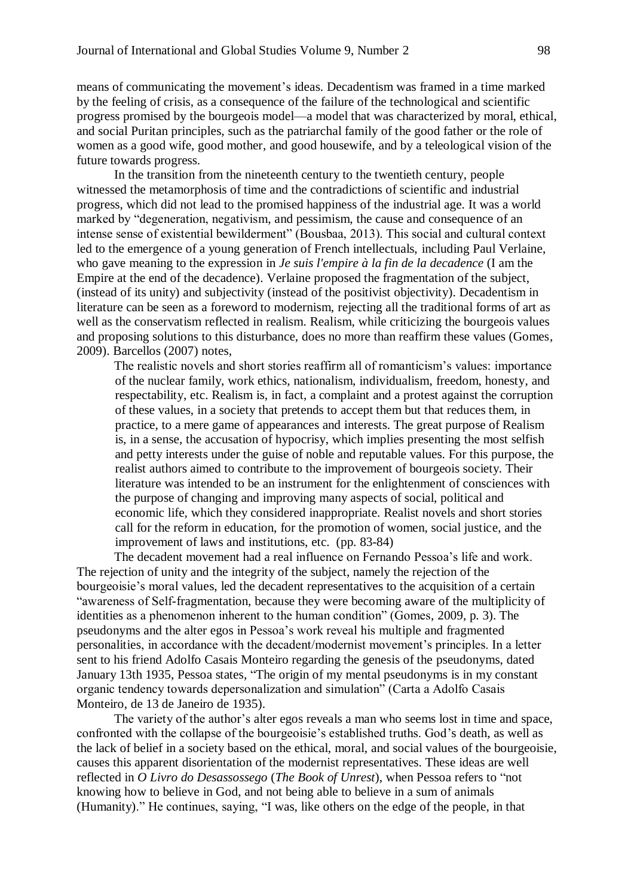means of communicating the movement's ideas. Decadentism was framed in a time marked by the feeling of crisis, as a consequence of the failure of the technological and scientific progress promised by the bourgeois model—a model that was characterized by moral, ethical, and social Puritan principles, such as the patriarchal family of the good father or the role of women as a good wife, good mother, and good housewife, and by a teleological vision of the future towards progress.

In the transition from the nineteenth century to the twentieth century, people witnessed the metamorphosis of time and the contradictions of scientific and industrial progress, which did not lead to the promised happiness of the industrial age. It was a world marked by "degeneration, negativism, and pessimism, the cause and consequence of an intense sense of existential bewilderment" (Bousbaa, 2013). This social and cultural context led to the emergence of a young generation of French intellectuals, including Paul Verlaine, who gave meaning to the expression in *Je suis l'empire à la fin de la decadence* (I am the Empire at the end of the decadence). Verlaine proposed the fragmentation of the subject, (instead of its unity) and subjectivity (instead of the positivist objectivity). Decadentism in literature can be seen as a foreword to modernism, rejecting all the traditional forms of art as well as the conservatism reflected in realism. Realism, while criticizing the bourgeois values and proposing solutions to this disturbance, does no more than reaffirm these values (Gomes, 2009). Barcellos (2007) notes,

> The realistic novels and short stories reaffirm all of romanticism's values: importance of the nuclear family, work ethics, nationalism, individualism, freedom, honesty, and respectability, etc. Realism is, in fact, a complaint and a protest against the corruption of these values, in a society that pretends to accept them but that reduces them, in practice, to a mere game of appearances and interests. The great purpose of Realism is, in a sense, the accusation of hypocrisy, which implies presenting the most selfish and petty interests under the guise of noble and reputable values. For this purpose, the realist authors aimed to contribute to the improvement of bourgeois society. Their literature was intended to be an instrument for the enlightenment of consciences with the purpose of changing and improving many aspects of social, political and economic life, which they considered inappropriate. Realist novels and short stories call for the reform in education, for the promotion of women, social justice, and the improvement of laws and institutions, etc. (pp. 83-84)

The decadent movement had a real influence on Fernando Pessoa's life and work. The rejection of unity and the integrity of the subject, namely the rejection of the bourgeoisie's moral values, led the decadent representatives to the acquisition of a certain "awareness of Self-fragmentation, because they were becoming aware of the multiplicity of identities as a phenomenon inherent to the human condition" (Gomes, 2009, p. 3). The pseudonyms and the alter egos in Pessoa's work reveal his multiple and fragmented personalities, in accordance with the decadent/modernist movement's principles. In a letter sent to his friend Adolfo Casais Monteiro regarding the genesis of the pseudonyms, dated January 13th 1935, Pessoa states, "The origin of my mental pseudonyms is in my constant organic tendency towards depersonalization and simulation" (Carta a Adolfo Casais Monteiro, de 13 de Janeiro de 1935).

The variety of the author's alter egos reveals a man who seems lost in time and space, confronted with the collapse of the bourgeoisie's established truths. God's death, as well as the lack of belief in a society based on the ethical, moral, and social values of the bourgeoisie, causes this apparent disorientation of the modernist representatives. These ideas are well reflected in *O Livro do Desassossego* (*The Book of Unrest*), when Pessoa refers to "not knowing how to believe in God, and not being able to believe in a sum of animals (Humanity)." He continues, saying, "I was, like others on the edge of the people, in that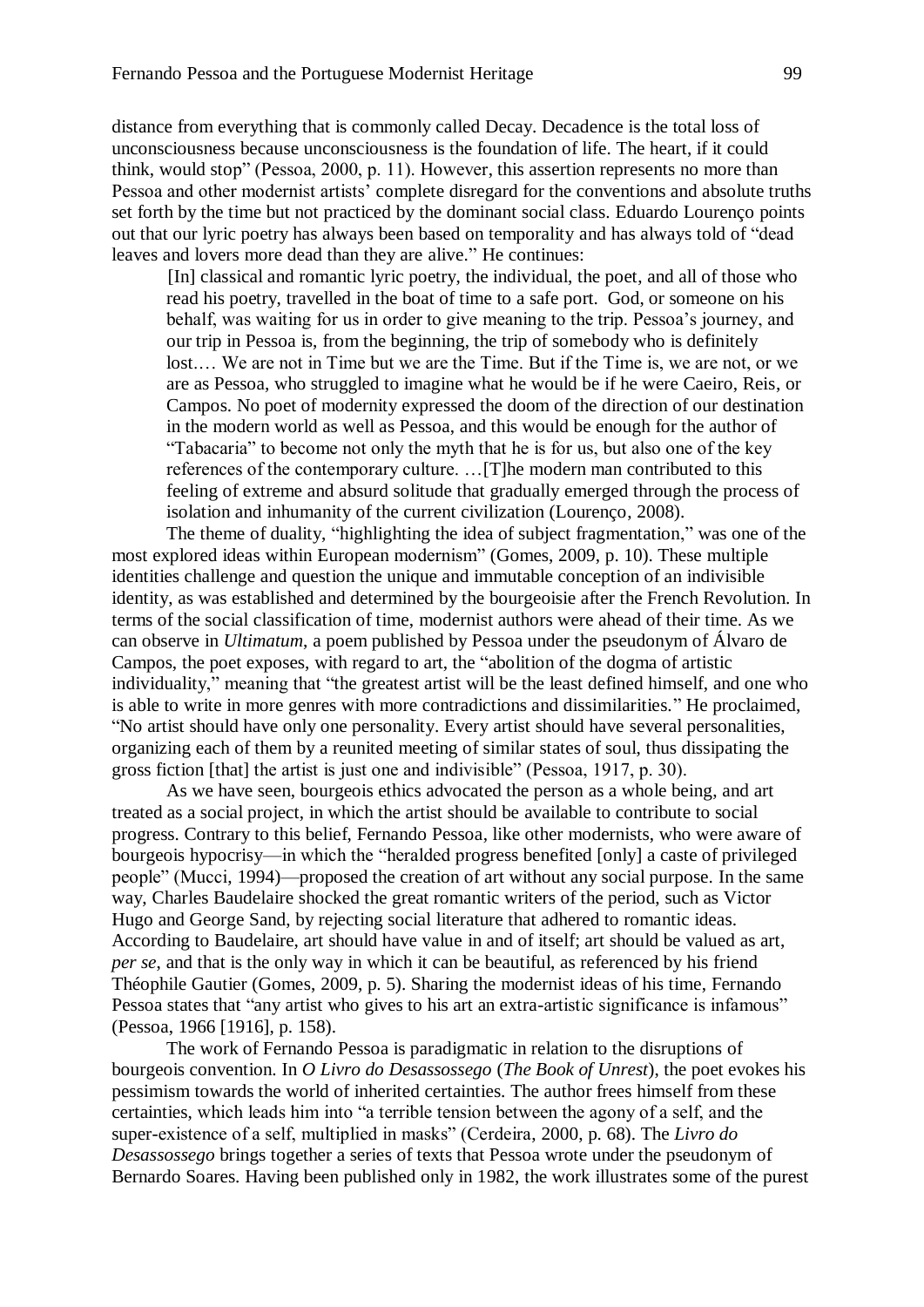distance from everything that is commonly called Decay. Decadence is the total loss of unconsciousness because unconsciousness is the foundation of life. The heart, if it could think, would stop" (Pessoa, 2000, p. 11). However, this assertion represents no more than Pessoa and other modernist artists' complete disregard for the conventions and absolute truths set forth by the time but not practiced by the dominant social class. Eduardo Lourenço points out that our lyric poetry has always been based on temporality and has always told of "dead leaves and lovers more dead than they are alive." He continues:

> [In] classical and romantic lyric poetry, the individual, the poet, and all of those who read his poetry, travelled in the boat of time to a safe port. God, or someone on his behalf, was waiting for us in order to give meaning to the trip. Pessoa's journey, and our trip in Pessoa is, from the beginning, the trip of somebody who is definitely lost.… We are not in Time but we are the Time. But if the Time is, we are not, or we are as Pessoa, who struggled to imagine what he would be if he were Caeiro, Reis, or Campos. No poet of modernity expressed the doom of the direction of our destination in the modern world as well as Pessoa, and this would be enough for the author of "Tabacaria" to become not only the myth that he is for us, but also one of the key references of the contemporary culture. …[T]he modern man contributed to this feeling of extreme and absurd solitude that gradually emerged through the process of isolation and inhumanity of the current civilization (Lourenço, 2008).

The theme of duality, "highlighting the idea of subject fragmentation," was one of the most explored ideas within European modernism" (Gomes, 2009, p. 10). These multiple identities challenge and question the unique and immutable conception of an indivisible identity, as was established and determined by the bourgeoisie after the French Revolution. In terms of the social classification of time, modernist authors were ahead of their time. As we can observe in *Ultimatum*, a poem published by Pessoa under the pseudonym of Álvaro de Campos, the poet exposes, with regard to art, the "abolition of the dogma of artistic individuality," meaning that "the greatest artist will be the least defined himself, and one who is able to write in more genres with more contradictions and dissimilarities." He proclaimed, "No artist should have only one personality. Every artist should have several personalities, organizing each of them by a reunited meeting of similar states of soul, thus dissipating the gross fiction [that] the artist is just one and indivisible" (Pessoa, 1917, p. 30).

As we have seen, bourgeois ethics advocated the person as a whole being, and art treated as a social project, in which the artist should be available to contribute to social progress. Contrary to this belief, Fernando Pessoa, like other modernists, who were aware of bourgeois hypocrisy—in which the "heralded progress benefited [only] a caste of privileged people" (Mucci, 1994)—proposed the creation of art without any social purpose. In the same way, Charles Baudelaire shocked the great romantic writers of the period, such as Victor Hugo and George Sand, by rejecting social literature that adhered to romantic ideas. According to Baudelaire, art should have value in and of itself; art should be valued as art, *per se*, and that is the only way in which it can be beautiful, as referenced by his friend Théophile Gautier (Gomes, 2009, p. 5). Sharing the modernist ideas of his time, Fernando Pessoa states that "any artist who gives to his art an extra-artistic significance is infamous" (Pessoa, 1966 [1916], p. 158).

The work of Fernando Pessoa is paradigmatic in relation to the disruptions of bourgeois convention. In *O Livro do Desassossego* (*The Book of Unrest*), the poet evokes his pessimism towards the world of inherited certainties. The author frees himself from these certainties, which leads him into "a terrible tension between the agony of a self, and the super-existence of a self, multiplied in masks" (Cerdeira, 2000, p. 68). The *Livro do Desassossego* brings together a series of texts that Pessoa wrote under the pseudonym of Bernardo Soares. Having been published only in 1982, the work illustrates some of the purest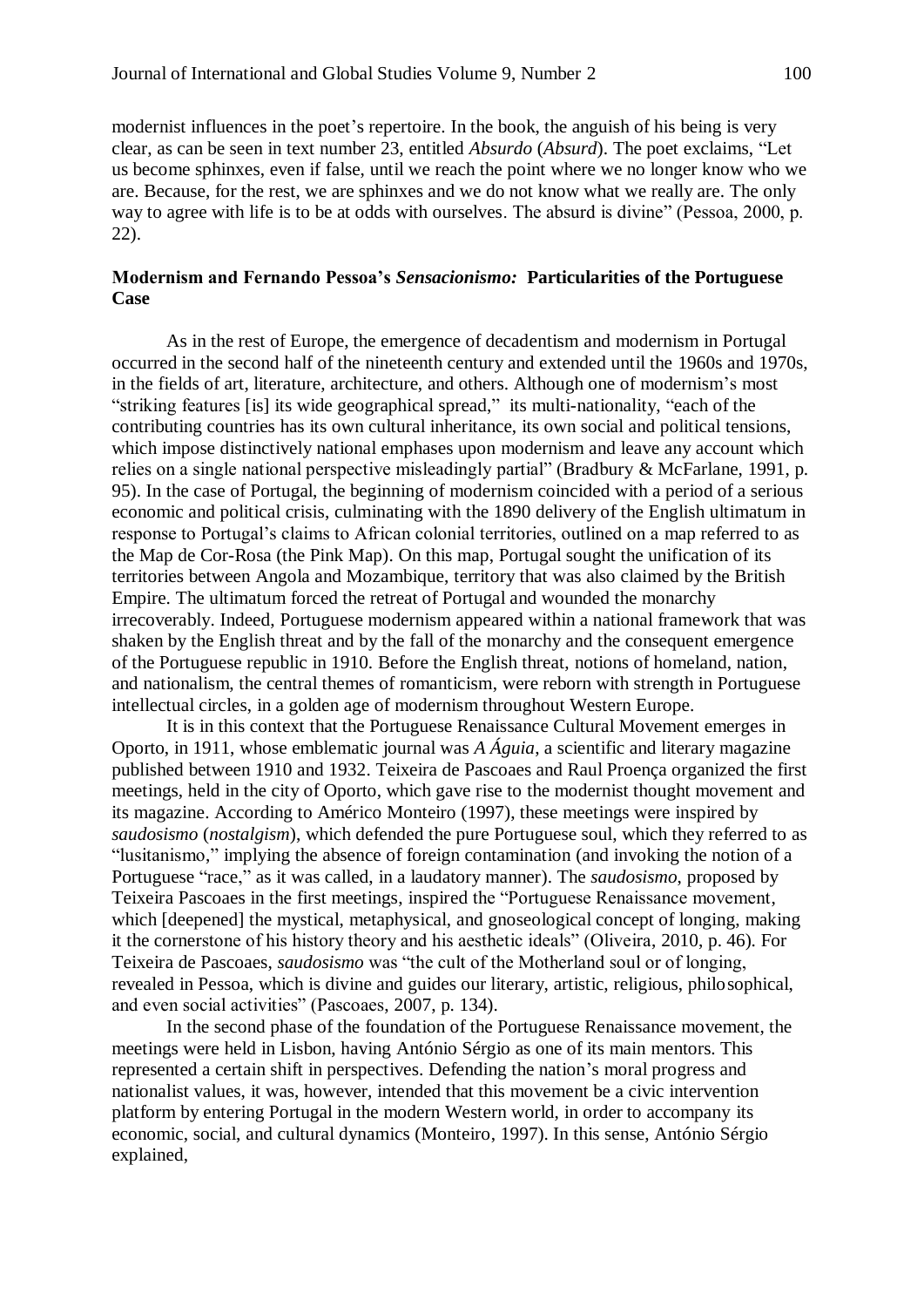modernist influences in the poet's repertoire. In the book, the anguish of his being is very clear, as can be seen in text number 23, entitled *Absurdo* (*Absurd*). The poet exclaims, "Let us become sphinxes, even if false, until we reach the point where we no longer know who we are. Because, for the rest, we are sphinxes and we do not know what we really are. The only way to agree with life is to be at odds with ourselves. The absurd is divine" (Pessoa, 2000, p. 22).

## Modernism and Fernando Pessoa's *Sensacionismo:* Particularities of the Portuguese Case

As in the rest of Europe, the emergence of decadentism and modernism in Portugal occurred in the second half of the nineteenth century and extended until the 1960s and 1970s, in the fields of art, literature, architecture, and others. Although one of modernism's most "striking features [is] its wide geographical spread," its multi-nationality, "each of the contributing countries has its own cultural inheritance, its own social and political tensions, which impose distinctively national emphases upon modernism and leave any account which relies on a single national perspective misleadingly partial" (Bradbury & McFarlane, 1991, p. 95). In the case of Portugal, the beginning of modernism coincided with a period of a serious economic and political crisis, culminating with the 1890 delivery of the English ultimatum in response to Portugal's claims to African colonial territories, outlined on a map referred to as the Map de Cor-Rosa (the Pink Map). On this map, Portugal sought the unification of its territories between Angola and Mozambique, territory that was also claimed by the British Empire. The ultimatum forced the retreat of Portugal and wounded the monarchy irrecoverably. Indeed, Portuguese modernism appeared within a national framework that was shaken by the English threat and by the fall of the monarchy and the consequent emergence of the Portuguese republic in 1910. Before the English threat, notions of homeland, nation, and nationalism, the central themes of romanticism, were reborn with strength in Portuguese intellectual circles, in a golden age of modernism throughout Western Europe.

It is in this context that the Portuguese Renaissance Cultural Movement emerges in Oporto, in 1911, whose emblematic journal was *A Águia,* a scientific and literary magazine published between 1910 and 1932. Teixeira de Pascoaes and Raul Proença organized the first meetings, held in the city of Oporto, which gave rise to the modernist thought movement and its magazine. According to Américo Monteiro (1997), these meetings were inspired by *saudosismo* (*nostalgism*), which defended the pure Portuguese soul, which they referred to as "lusitanismo," implying the absence of foreign contamination (and invoking the notion of a Portuguese "race," as it was called, in a laudatory manner). The *saudosismo,* proposed by Teixeira Pascoaes in the first meetings, inspired the "Portuguese Renaissance movement, which [deepened] the mystical, metaphysical, and gnoseological concept of longing, making it the cornerstone of his history theory and his aesthetic ideals" (Oliveira, 2010, p. 46). For Teixeira de Pascoaes, *saudosismo* was "the cult of the Motherland soul or of longing, revealed in Pessoa, which is divine and guides our literary, artistic, religious, philosophical, and even social activities" (Pascoaes, 2007, p. 134).

In the second phase of the foundation of the Portuguese Renaissance movement, the meetings were held in Lisbon, having António Sérgio as one of its main mentors. This represented a certain shift in perspectives. Defending the nation's moral progress and nationalist values, it was, however, intended that this movement be a civic intervention platform by entering Portugal in the modern Western world, in order to accompany its economic, social, and cultural dynamics (Monteiro, 1997). In this sense, António Sérgio explained,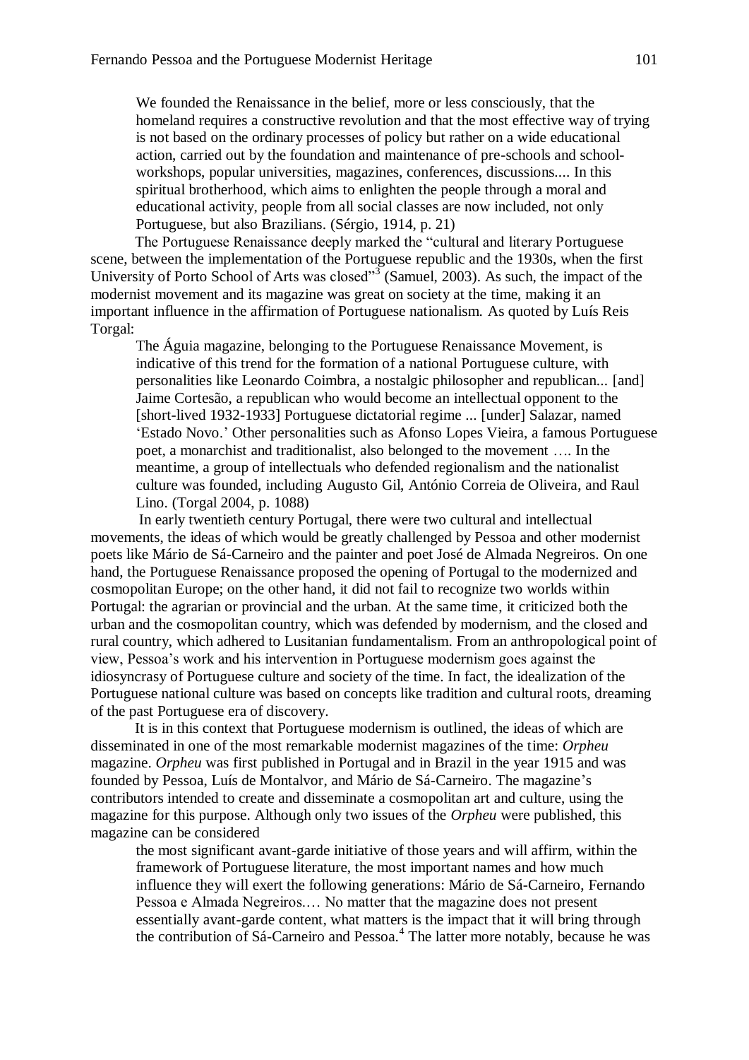> We founded the Renaissance in the belief, more or less consciously, that the homeland requires a constructive revolution and that the most effective way of trying is not based on the ordinary processes of policy but rather on a wide educational action, carried out by the foundation and maintenance of pre-schools and school-workshops, popular universities, magazines, conferences, discussions.... In this spiritual brotherhood, which aims to enlighten the people through a moral and educational activity, people from all social classes are now included, not only Portuguese, but also Brazilians. (Sérgio, 1914, p. 21)

The Portuguese Renaissance deeply marked the "cultural and literary Portuguese scene, between the implementation of the Portuguese republic and the 1930s, when the first University of Porto School of Arts was closed"[3] (Samuel, 2003). As such, the impact of the modernist movement and its magazine was great on society at the time, making it an important influence in the affirmation of Portuguese nationalism. As quoted by Luís Reis Torgal:

> The Águia magazine, belonging to the Portuguese Renaissance Movement, is indicative of this trend for the formation of a national Portuguese culture, with personalities like Leonardo Coimbra, a nostalgic philosopher and republican... [and] Jaime Cortesão, a republican who would become an intellectual opponent to the [short-lived 1932-1933] Portuguese dictatorial regime ... [under] Salazar, named 'Estado Novo.' Other personalities such as Afonso Lopes Vieira, a famous Portuguese poet, a monarchist and traditionalist, also belonged to the movement …. In the meantime, a group of intellectuals who defended regionalism and the nationalist culture was founded, including Augusto Gil, António Correia de Oliveira, and Raul Lino. (Torgal 2004, p. 1088)

In early twentieth century Portugal, there were two cultural and intellectual movements, the ideas of which would be greatly challenged by Pessoa and other modernist poets like Mário de Sá-Carneiro and the painter and poet José de Almada Negreiros. On one hand, the Portuguese Renaissance proposed the opening of Portugal to the modernized and cosmopolitan Europe; on the other hand, it did not fail to recognize two worlds within Portugal: the agrarian or provincial and the urban. At the same time, it criticized both the urban and the cosmopolitan country, which was defended by modernism, and the closed and rural country, which adhered to Lusitanian fundamentalism. From an anthropological point of view, Pessoa's work and his intervention in Portuguese modernism goes against the idiosyncrasy of Portuguese culture and society of the time. In fact, the idealization of the Portuguese national culture was based on concepts like tradition and cultural roots, dreaming of the past Portuguese era of discovery.

It is in this context that Portuguese modernism is outlined, the ideas of which are disseminated in one of the most remarkable modernist magazines of the time: *Orpheu* magazine. *Orpheu* was first published in Portugal and in Brazil in the year 1915 and was founded by Pessoa, Luís de Montalvor, and Mário de Sá-Carneiro. The magazine's contributors intended to create and disseminate a cosmopolitan art and culture, using the magazine for this purpose. Although only two issues of the *Orpheu* were published, this magazine can be considered

> the most significant avant-garde initiative of those years and will affirm, within the framework of Portuguese literature, the most important names and how much influence they will exert the following generations: Mário de Sá-Carneiro, Fernando Pessoa e Almada Negreiros.… No matter that the magazine does not present essentially avant-garde content, what matters is the impact that it will bring through the contribution of Sá-Carneiro and Pessoa.[4] The latter more notably, because he was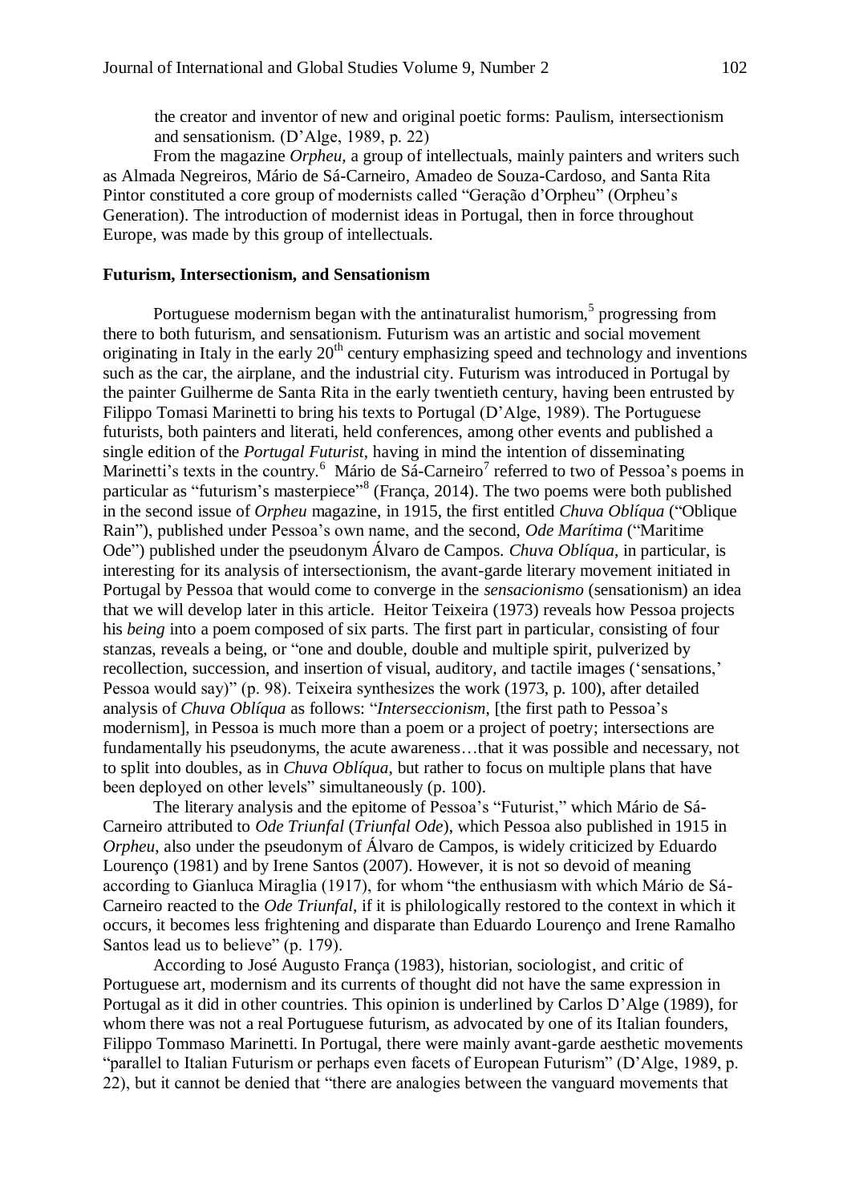the creator and inventor of new and original poetic forms: Paulism, intersectionism and sensationism. (D'Alge, 1989, p. 22)

From the magazine *Orpheu*, a group of intellectuals, mainly painters and writers such as Almada Negreiros, Mário de Sá-Carneiro, Amadeo de Souza-Cardoso, and Santa Rita Pintor constituted a core group of modernists called "Geração d'Orpheu" (Orpheu's Generation). The introduction of modernist ideas in Portugal, then in force throughout Europe, was made by this group of intellectuals.

**Futurism, Intersectionism, and Sensationism**

Portuguese modernism began with the antinaturalist humorism,[5] progressing from there to both futurism, and sensationism. Futurism was an artistic and social movement originating in Italy in the early 20th century emphasizing speed and technology and inventions such as the car, the airplane, and the industrial city. Futurism was introduced in Portugal by the painter Guilherme de Santa Rita in the early twentieth century, having been entrusted by Filippo Tomasi Marinetti to bring his texts to Portugal (D'Alge, 1989). The Portuguese futurists, both painters and literati, held conferences, among other events and published a single edition of the *Portugal Futurist*, having in mind the intention of disseminating Marinetti's texts in the country.[6] Mário de Sá-Carneiro[7] referred to two of Pessoa's poems in particular as "futurism's masterpiece"[8] (França, 2014). The two poems were both published in the second issue of *Orpheu* magazine, in 1915, the first entitled *Chuva Oblíqua* ("Oblique Rain"), published under Pessoa's own name, and the second, *Ode Marítima* ("Maritime Ode") published under the pseudonym Álvaro de Campos. *Chuva Oblíqua*, in particular, is interesting for its analysis of intersectionism, the avant-garde literary movement initiated in Portugal by Pessoa that would come to converge in the *sensacionismo* (sensationism) an idea that we will develop later in this article. Heitor Teixeira (1973) reveals how Pessoa projects his *being* into a poem composed of six parts. The first part in particular, consisting of four stanzas, reveals a being, or "one and double, double and multiple spirit, pulverized by recollection, succession, and insertion of visual, auditory, and tactile images ('sensations,' Pessoa would say)" (p. 98). Teixeira synthesizes the work (1973, p. 100), after detailed analysis of *Chuva Oblíqua* as follows: "*Interseccionism*, [the first path to Pessoa's modernism], in Pessoa is much more than a poem or a project of poetry; intersections are fundamentally his pseudonyms, the acute awareness…that it was possible and necessary, not to split into doubles, as in *Chuva Oblíqua*, but rather to focus on multiple plans that have been deployed on other levels" simultaneously (p. 100).

The literary analysis and the epitome of Pessoa's "Futurist," which Mário de Sá-Carneiro attributed to *Ode Triunfal* (*Triunfal Ode*), which Pessoa also published in 1915 in *Orpheu*, also under the pseudonym of Álvaro de Campos, is widely criticized by Eduardo Lourenço (1981) and by Irene Santos (2007). However, it is not so devoid of meaning according to Gianluca Miraglia (1917), for whom "the enthusiasm with which Mário de Sá-Carneiro reacted to the *Ode Triunfal*, if it is philologically restored to the context in which it occurs, it becomes less frightening and disparate than Eduardo Lourenço and Irene Ramalho Santos lead us to believe" (p. 179).

According to José Augusto França (1983), historian, sociologist, and critic of Portuguese art, modernism and its currents of thought did not have the same expression in Portugal as it did in other countries. This opinion is underlined by Carlos D'Alge (1989), for whom there was not a real Portuguese futurism, as advocated by one of its Italian founders, Filippo Tommaso Marinetti. In Portugal, there were mainly avant-garde aesthetic movements "parallel to Italian Futurism or perhaps even facets of European Futurism" (D'Alge, 1989, p. 22), but it cannot be denied that "there are analogies between the vanguard movements that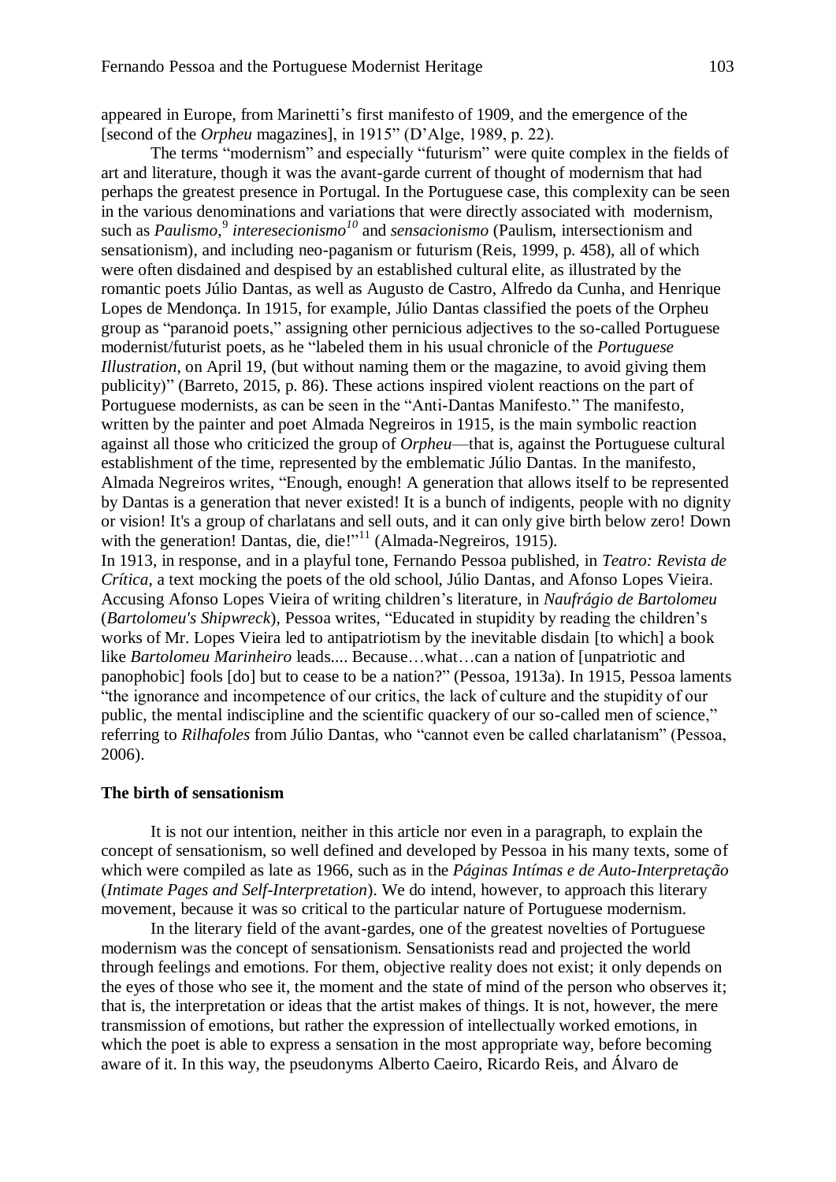appeared in Europe, from Marinetti's first manifesto of 1909, and the emergence of the [second of the *Orpheu* magazines], in 1915" (D'Alge, 1989, p. 22).

The terms "modernism" and especially "futurism" were quite complex in the fields of art and literature, though it was the avant-garde current of thought of modernism that had perhaps the greatest presence in Portugal. In the Portuguese case, this complexity can be seen in the various denominations and variations that were directly associated with modernism, such as *Paulismo,*[9] *interesecionismo*[10] and *sensacionismo* (Paulism, intersectionism and sensationism), and including neo-paganism or futurism (Reis, 1999, p. 458), all of which were often disdained and despised by an established cultural elite, as illustrated by the romantic poets Júlio Dantas, as well as Augusto de Castro, Alfredo da Cunha, and Henrique Lopes de Mendonça. In 1915, for example, Júlio Dantas classified the poets of the Orpheu group as "paranoid poets," assigning other pernicious adjectives to the so-called Portuguese modernist/futurist poets, as he "labeled them in his usual chronicle of the *Portuguese Illustration*, on April 19, (but without naming them or the magazine, to avoid giving them publicity)" (Barreto, 2015, p. 86). These actions inspired violent reactions on the part of Portuguese modernists, as can be seen in the "Anti-Dantas Manifesto." The manifesto, written by the painter and poet Almada Negreiros in 1915, is the main symbolic reaction against all those who criticized the group of *Orpheu*—that is, against the Portuguese cultural establishment of the time, represented by the emblematic Júlio Dantas. In the manifesto, Almada Negreiros writes, "Enough, enough! A generation that allows itself to be represented by Dantas is a generation that never existed! It is a bunch of indigents, people with no dignity or vision! It's a group of charlatans and sell outs, and it can only give birth below zero! Down with the generation! Dantas, die, die!"[11] (Almada-Negreiros, 1915).

In 1913, in response, and in a playful tone, Fernando Pessoa published, in *Teatro: Revista de Crítica,* a text mocking the poets of the old school, Júlio Dantas, and Afonso Lopes Vieira. Accusing Afonso Lopes Vieira of writing children's literature, in *Naufrágio de Bartolomeu* (*Bartolomeu's Shipwreck*), Pessoa writes, "Educated in stupidity by reading the children's works of Mr. Lopes Vieira led to antipatriotism by the inevitable disdain [to which] a book like *Bartolomeu Marinheiro* leads.... Because…what…can a nation of [unpatriotic and panophobic] fools [do] but to cease to be a nation?" (Pessoa, 1913a). In 1915, Pessoa laments "the ignorance and incompetence of our critics, the lack of culture and the stupidity of our public, the mental indiscipline and the scientific quackery of our so-called men of science," referring to *Rilhafoles* from Júlio Dantas, who "cannot even be called charlatanism" (Pessoa, 2006).

## The birth of sensationism

It is not our intention, neither in this article nor even in a paragraph, to explain the concept of sensationism, so well defined and developed by Pessoa in his many texts, some of which were compiled as late as 1966, such as in the *Páginas Intímas e de Auto-Interpretação* (*Intimate Pages and Self-Interpretation*). We do intend, however, to approach this literary movement, because it was so critical to the particular nature of Portuguese modernism.

In the literary field of the avant-gardes, one of the greatest novelties of Portuguese modernism was the concept of sensationism. Sensationists read and projected the world through feelings and emotions. For them, objective reality does not exist; it only depends on the eyes of those who see it, the moment and the state of mind of the person who observes it; that is, the interpretation or ideas that the artist makes of things. It is not, however, the mere transmission of emotions, but rather the expression of intellectually worked emotions, in which the poet is able to express a sensation in the most appropriate way, before becoming aware of it. In this way, the pseudonyms Alberto Caeiro, Ricardo Reis, and Álvaro de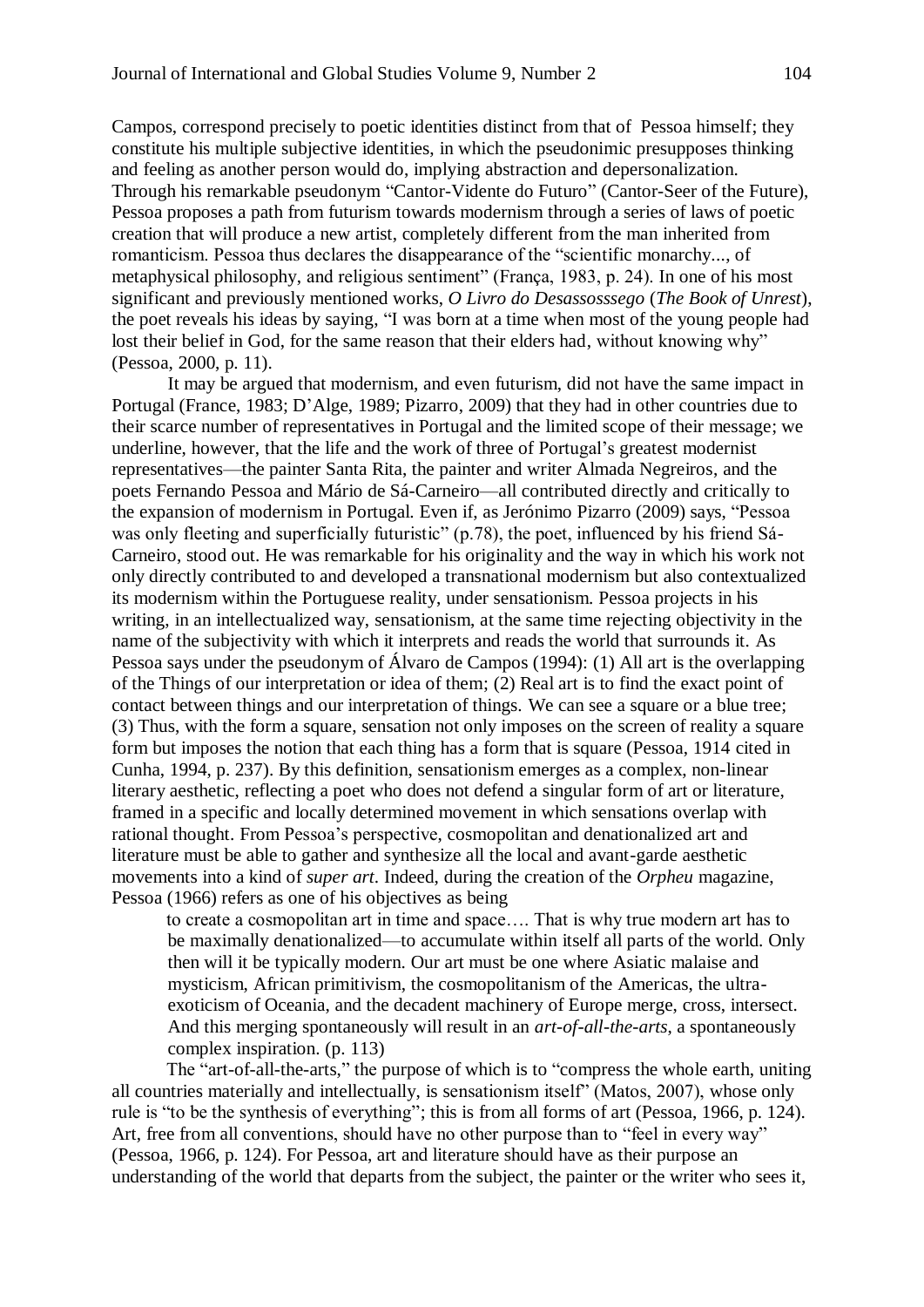Campos, correspond precisely to poetic identities distinct from that of Pessoa himself; they constitute his multiple subjective identities, in which the pseudonimic presupposes thinking and feeling as another person would do, implying abstraction and depersonalization. Through his remarkable pseudonym "Cantor-Vidente do Futuro" (Cantor-Seer of the Future), Pessoa proposes a path from futurism towards modernism through a series of laws of poetic creation that will produce a new artist, completely different from the man inherited from romanticism. Pessoa thus declares the disappearance of the "scientific monarchy..., of metaphysical philosophy, and religious sentiment" (França, 1983, p. 24). In one of his most significant and previously mentioned works, *O Livro do Desassosssego* (*The Book of Unrest*), the poet reveals his ideas by saying, "I was born at a time when most of the young people had lost their belief in God, for the same reason that their elders had, without knowing why" (Pessoa, 2000, p. 11).

It may be argued that modernism, and even futurism, did not have the same impact in Portugal (France, 1983; D'Alge, 1989; Pizarro, 2009) that they had in other countries due to their scarce number of representatives in Portugal and the limited scope of their message; we underline, however, that the life and the work of three of Portugal's greatest modernist representatives—the painter Santa Rita, the painter and writer Almada Negreiros, and the poets Fernando Pessoa and Mário de Sá-Carneiro—all contributed directly and critically to the expansion of modernism in Portugal. Even if, as Jerónimo Pizarro (2009) says, "Pessoa was only fleeting and superficially futuristic" (p.78), the poet, influenced by his friend Sá-Carneiro, stood out. He was remarkable for his originality and the way in which his work not only directly contributed to and developed a transnational modernism but also contextualized its modernism within the Portuguese reality, under sensationism. Pessoa projects in his writing, in an intellectualized way, sensationism, at the same time rejecting objectivity in the name of the subjectivity with which it interprets and reads the world that surrounds it. As Pessoa says under the pseudonym of Álvaro de Campos (1994): (1) All art is the overlapping of the Things of our interpretation or idea of them; (2) Real art is to find the exact point of contact between things and our interpretation of things. We can see a square or a blue tree; (3) Thus, with the form a square, sensation not only imposes on the screen of reality a square form but imposes the notion that each thing has a form that is square (Pessoa, 1914 cited in Cunha, 1994, p. 237). By this definition, sensationism emerges as a complex, non-linear literary aesthetic, reflecting a poet who does not defend a singular form of art or literature, framed in a specific and locally determined movement in which sensations overlap with rational thought. From Pessoa's perspective, cosmopolitan and denationalized art and literature must be able to gather and synthesize all the local and avant-garde aesthetic movements into a kind of *super art*. Indeed, during the creation of the *Orpheu* magazine, Pessoa (1966) refers as one of his objectives as being

> to create a cosmopolitan art in time and space…. That is why true modern art has to be maximally denationalized—to accumulate within itself all parts of the world. Only then will it be typically modern. Our art must be one where Asiatic malaise and mysticism, African primitivism, the cosmopolitanism of the Americas, the ultra-exoticism of Oceania, and the decadent machinery of Europe merge, cross, intersect. And this merging spontaneously will result in an *art-of-all-the-arts*, a spontaneously complex inspiration. (p. 113)

The "art-of-all-the-arts," the purpose of which is to "compress the whole earth, uniting all countries materially and intellectually, is sensationism itself" (Matos, 2007), whose only rule is "to be the synthesis of everything"; this is from all forms of art (Pessoa, 1966, p. 124). Art, free from all conventions, should have no other purpose than to "feel in every way" (Pessoa, 1966, p. 124). For Pessoa, art and literature should have as their purpose an understanding of the world that departs from the subject, the painter or the writer who sees it,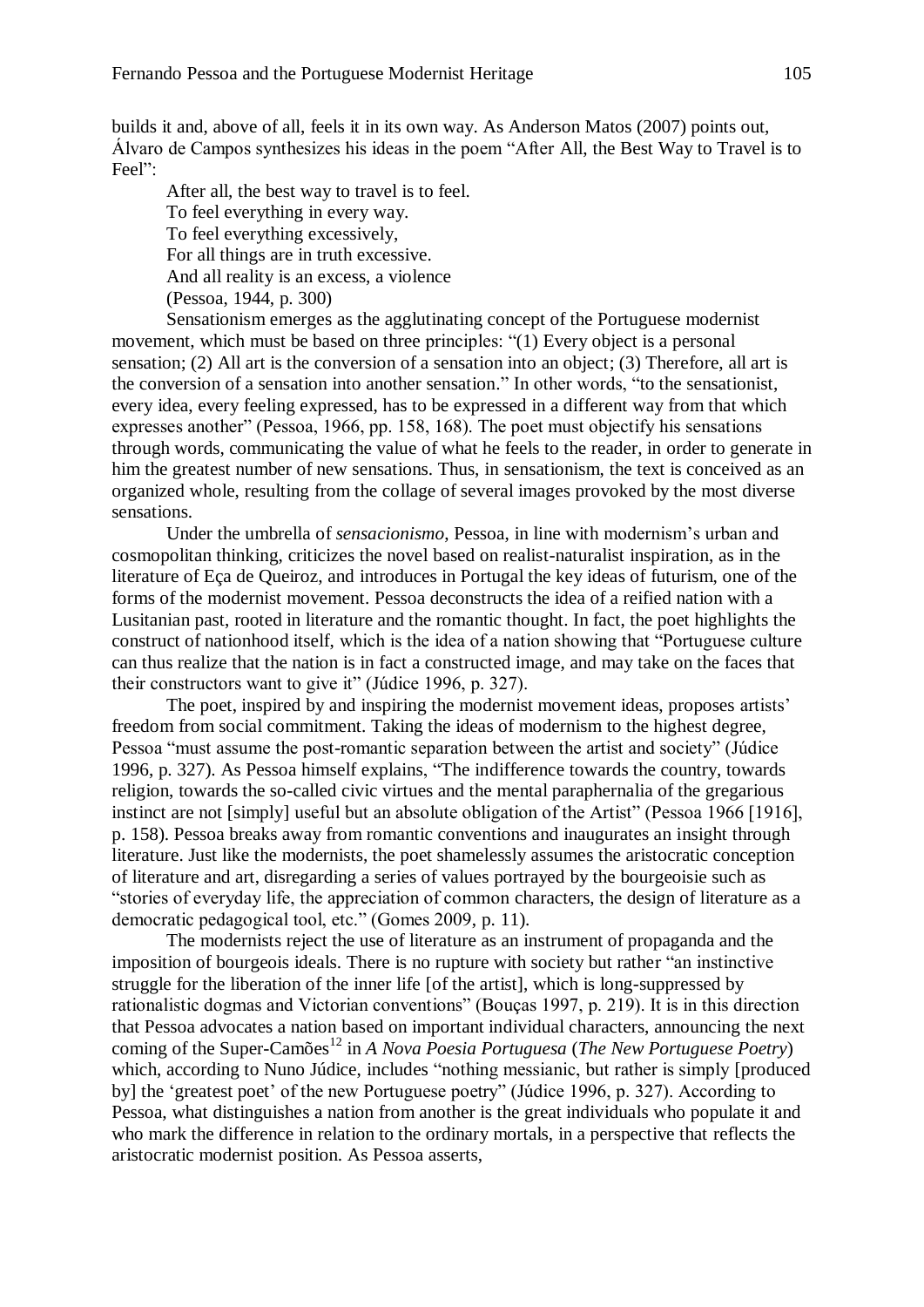builds it and, above of all, feels it in its own way. As Anderson Matos (2007) points out, Álvaro de Campos synthesizes his ideas in the poem "After All, the Best Way to Travel is to Feel":

> After all, the best way to travel is to feel.
> To feel everything in every way.
> To feel everything excessively,
> For all things are in truth excessive.
> And all reality is an excess, a violence
> (Pessoa, 1944, p. 300)

Sensationism emerges as the agglutinating concept of the Portuguese modernist movement, which must be based on three principles: "(1) Every object is a personal sensation; (2) All art is the conversion of a sensation into an object; (3) Therefore, all art is the conversion of a sensation into another sensation." In other words, "to the sensationist, every idea, every feeling expressed, has to be expressed in a different way from that which expresses another" (Pessoa, 1966, pp. 158, 168). The poet must objectify his sensations through words, communicating the value of what he feels to the reader, in order to generate in him the greatest number of new sensations. Thus, in sensationism, the text is conceived as an organized whole, resulting from the collage of several images provoked by the most diverse sensations.

Under the umbrella of *sensacionismo*, Pessoa, in line with modernism's urban and cosmopolitan thinking, criticizes the novel based on realist-naturalist inspiration, as in the literature of Eça de Queiroz, and introduces in Portugal the key ideas of futurism, one of the forms of the modernist movement. Pessoa deconstructs the idea of a reified nation with a Lusitanian past, rooted in literature and the romantic thought. In fact, the poet highlights the construct of nationhood itself, which is the idea of a nation showing that "Portuguese culture can thus realize that the nation is in fact a constructed image, and may take on the faces that their constructors want to give it" (Júdice 1996, p. 327).

The poet, inspired by and inspiring the modernist movement ideas, proposes artists' freedom from social commitment. Taking the ideas of modernism to the highest degree, Pessoa "must assume the post-romantic separation between the artist and society" (Júdice 1996, p. 327). As Pessoa himself explains, "The indifference towards the country, towards religion, towards the so-called civic virtues and the mental paraphernalia of the gregarious instinct are not [simply] useful but an absolute obligation of the Artist" (Pessoa 1966 [1916], p. 158). Pessoa breaks away from romantic conventions and inaugurates an insight through literature. Just like the modernists, the poet shamelessly assumes the aristocratic conception of literature and art, disregarding a series of values portrayed by the bourgeoisie such as "stories of everyday life, the appreciation of common characters, the design of literature as a democratic pedagogical tool, etc." (Gomes 2009, p. 11).

The modernists reject the use of literature as an instrument of propaganda and the imposition of bourgeois ideals. There is no rupture with society but rather "an instinctive struggle for the liberation of the inner life [of the artist], which is long-suppressed by rationalistic dogmas and Victorian conventions" (Bouças 1997, p. 219). It is in this direction that Pessoa advocates a nation based on important individual characters, announcing the next coming of the Super-Camões[12] in *A Nova Poesia Portuguesa* (*The New Portuguese Poetry*) which, according to Nuno Júdice, includes "nothing messianic, but rather is simply [produced by] the 'greatest poet' of the new Portuguese poetry" (Júdice 1996, p. 327). According to Pessoa, what distinguishes a nation from another is the great individuals who populate it and who mark the difference in relation to the ordinary mortals, in a perspective that reflects the aristocratic modernist position. As Pessoa asserts,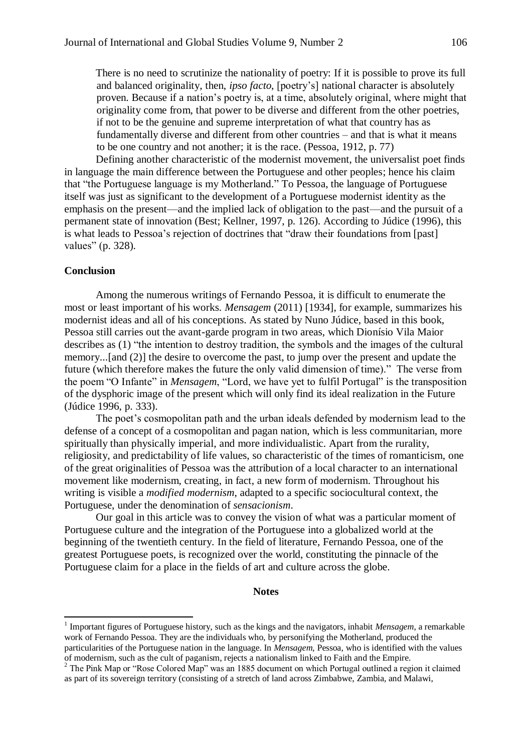> There is no need to scrutinize the nationality of poetry: If it is possible to prove its full and balanced originality, then, *ipso facto*, [poetry's] national character is absolutely proven. Because if a nation's poetry is, at a time, absolutely original, where might that originality come from, that power to be diverse and different from the other poetries, if not to be the genuine and supreme interpretation of what that country has as fundamentally diverse and different from other countries – and that is what it means to be one country and not another; it is the race. (Pessoa, 1912, p. 77)

Defining another characteristic of the modernist movement, the universalist poet finds in language the main difference between the Portuguese and other peoples; hence his claim that "the Portuguese language is my Motherland." To Pessoa, the language of Portuguese itself was just as significant to the development of a Portuguese modernist identity as the emphasis on the present—and the implied lack of obligation to the past—and the pursuit of a permanent state of innovation (Best; Kellner, 1997, p. 126). According to Júdice (1996), this is what leads to Pessoa's rejection of doctrines that "draw their foundations from [past] values" (p. 328).

## Conclusion

Among the numerous writings of Fernando Pessoa, it is difficult to enumerate the most or least important of his works. *Mensagem* (2011) [1934], for example, summarizes his modernist ideas and all of his conceptions. As stated by Nuno Júdice, based in this book, Pessoa still carries out the avant-garde program in two areas, which Dionísio Vila Maior describes as (1) "the intention to destroy tradition, the symbols and the images of the cultural memory...[and (2)] the desire to overcome the past, to jump over the present and update the future (which therefore makes the future the only valid dimension of time)." The verse from the poem "O Infante" in *Mensagem*, "Lord, we have yet to fulfil Portugal" is the transposition of the dysphoric image of the present which will only find its ideal realization in the Future (Júdice 1996, p. 333).

The poet's cosmopolitan path and the urban ideals defended by modernism lead to the defense of a concept of a cosmopolitan and pagan nation, which is less communitarian, more spiritually than physically imperial, and more individualistic. Apart from the rurality, religiosity, and predictability of life values, so characteristic of the times of romanticism, one of the great originalities of Pessoa was the attribution of a local character to an international movement like modernism, creating, in fact, a new form of modernism. Throughout his writing is visible a *modified modernism*, adapted to a specific sociocultural context, the Portuguese, under the denomination of *sensacionism*.

Our goal in this article was to convey the vision of what was a particular moment of Portuguese culture and the integration of the Portuguese into a globalized world at the beginning of the twentieth century. In the field of literature, Fernando Pessoa, one of the greatest Portuguese poets, is recognized over the world, constituting the pinnacle of the Portuguese claim for a place in the fields of art and culture across the globe.

## Notes

[1] Important figures of Portuguese history, such as the kings and the navigators, inhabit *Mensagem*, a remarkable work of Fernando Pessoa. They are the individuals who, by personifying the Motherland, produced the particularities of the Portuguese nation in the language. In *Mensagem*, Pessoa, who is identified with the values of modernism, such as the cult of paganism, rejects a nationalism linked to Faith and the Empire.

[2] The Pink Map or "Rose Colored Map" was an 1885 document on which Portugal outlined a region it claimed as part of its sovereign territory (consisting of a stretch of land across Zimbabwe, Zambia, and Malawi,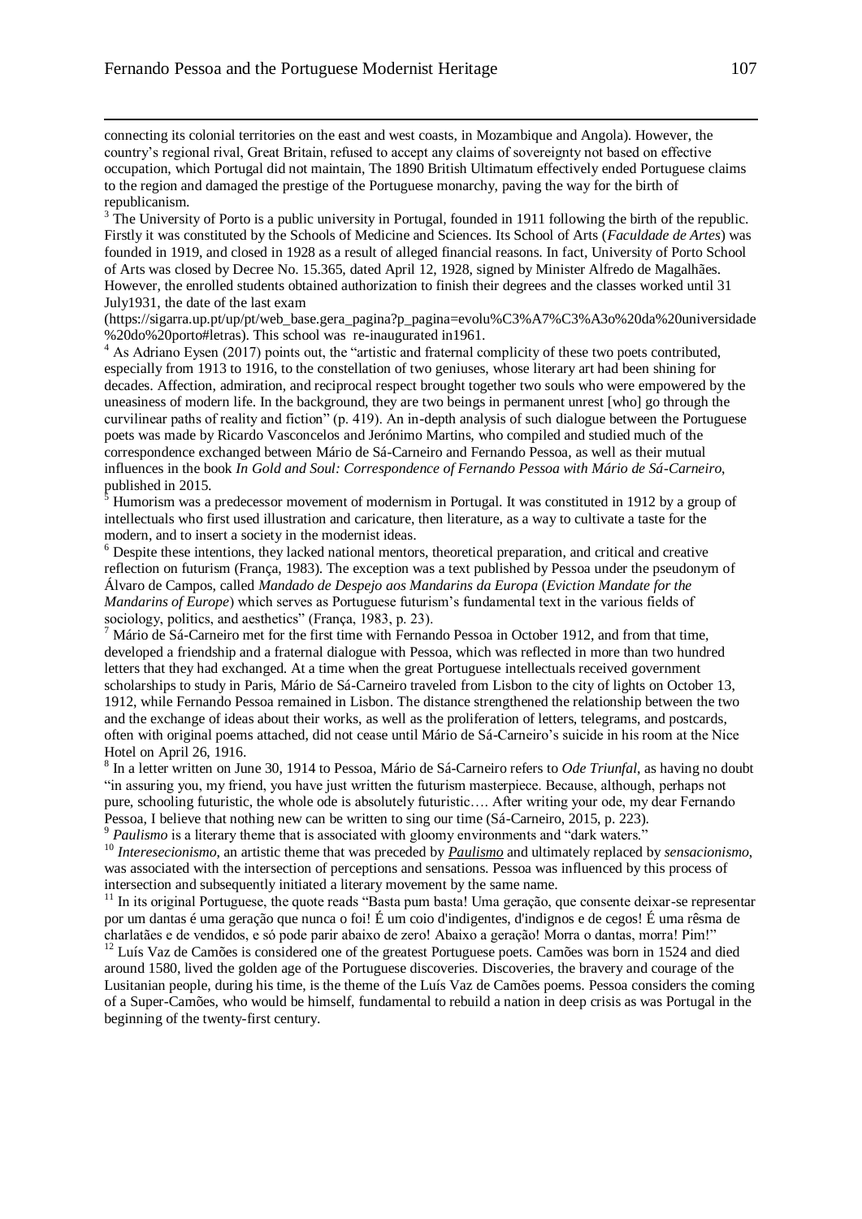connecting its colonial territories on the east and west coasts, in Mozambique and Angola). However, the country's regional rival, Great Britain, refused to accept any claims of sovereignty not based on effective occupation, which Portugal did not maintain, The 1890 British Ultimatum effectively ended Portuguese claims to the region and damaged the prestige of the Portuguese monarchy, paving the way for the birth of republicanism.

[3] The University of Porto is a public university in Portugal, founded in 1911 following the birth of the republic. Firstly it was constituted by the Schools of Medicine and Sciences. Its School of Arts (*Faculdade de Artes*) was founded in 1919, and closed in 1928 as a result of alleged financial reasons. In fact, University of Porto School of Arts was closed by Decree No. 15.365, dated April 12, 1928, signed by Minister Alfredo de Magalhães. However, the enrolled students obtained authorization to finish their degrees and the classes worked until 31 July1931, the date of the last exam (https://sigarra.up.pt/up/pt/web_base.gera_pagina?p_pagina=evolu%C3%A7%C3%A3o%20da%20universidade%20do%20porto#letras). This school was re-inaugurated in1961.

[4] As Adriano Eysen (2017) points out, the "artistic and fraternal complicity of these two poets contributed, especially from 1913 to 1916, to the constellation of two geniuses, whose literary art had been shining for decades. Affection, admiration, and reciprocal respect brought together two souls who were empowered by the uneasiness of modern life. In the background, they are two beings in permanent unrest [who] go through the curvilinear paths of reality and fiction" (p. 419). An in-depth analysis of such dialogue between the Portuguese poets was made by Ricardo Vasconcelos and Jerónimo Martins, who compiled and studied much of the correspondence exchanged between Mário de Sá-Carneiro and Fernando Pessoa, as well as their mutual influences in the book *In Gold and Soul: Correspondence of Fernando Pessoa with Mário de Sá-Carneiro*, published in 2015.

[5] Humorism was a predecessor movement of modernism in Portugal. It was constituted in 1912 by a group of intellectuals who first used illustration and caricature, then literature, as a way to cultivate a taste for the modern, and to insert a society in the modernist ideas.

[6] Despite these intentions, they lacked national mentors, theoretical preparation, and critical and creative reflection on futurism (França, 1983). The exception was a text published by Pessoa under the pseudonym of Álvaro de Campos, called *Mandado de Despejo aos Mandarins da Europa* (*Eviction Mandate for the Mandarins of Europe*) which serves as Portuguese futurism's fundamental text in the various fields of sociology, politics, and aesthetics" (França, 1983, p. 23).

[7] Mário de Sá-Carneiro met for the first time with Fernando Pessoa in October 1912, and from that time, developed a friendship and a fraternal dialogue with Pessoa, which was reflected in more than two hundred letters that they had exchanged. At a time when the great Portuguese intellectuals received government scholarships to study in Paris, Mário de Sá-Carneiro traveled from Lisbon to the city of lights on October 13, 1912, while Fernando Pessoa remained in Lisbon. The distance strengthened the relationship between the two and the exchange of ideas about their works, as well as the proliferation of letters, telegrams, and postcards, often with original poems attached, did not cease until Mário de Sá-Carneiro's suicide in his room at the Nice Hotel on April 26, 1916.

[8] In a letter written on June 30, 1914 to Pessoa, Mário de Sá-Carneiro refers to *Ode Triunfal*, as having no doubt "in assuring you, my friend, you have just written the futurism masterpiece. Because, although, perhaps not pure, schooling futuristic, the whole ode is absolutely futuristic…. After writing your ode, my dear Fernando Pessoa, I believe that nothing new can be written to sing our time (Sá-Carneiro, 2015, p. 223).

[9] *Paulismo* is a literary theme that is associated with gloomy environments and "dark waters."

[10] *Interesecionismo*, an artistic theme that was preceded by ***Paulismo*** and ultimately replaced by *sensacionismo*, was associated with the intersection of perceptions and sensations. Pessoa was influenced by this process of intersection and subsequently initiated a literary movement by the same name.

[11] In its original Portuguese, the quote reads "Basta pum basta! Uma geração, que consente deixar-se representar por um dantas é uma geração que nunca o foi! É um coio d'indigentes, d'indignos e de cegos! É uma rêsma de charlatães e de vendidos, e só pode parir abaixo de zero! Abaixo a geração! Morra o dantas, morra! Pim!"

[12] Luís Vaz de Camões is considered one of the greatest Portuguese poets. Camões was born in 1524 and died around 1580, lived the golden age of the Portuguese discoveries. Discoveries, the bravery and courage of the Lusitanian people, during his time, is the theme of the Luís Vaz de Camões poems. Pessoa considers the coming of a Super-Camões, who would be himself, fundamental to rebuild a nation in deep crisis as was Portugal in the beginning of the twenty-first century.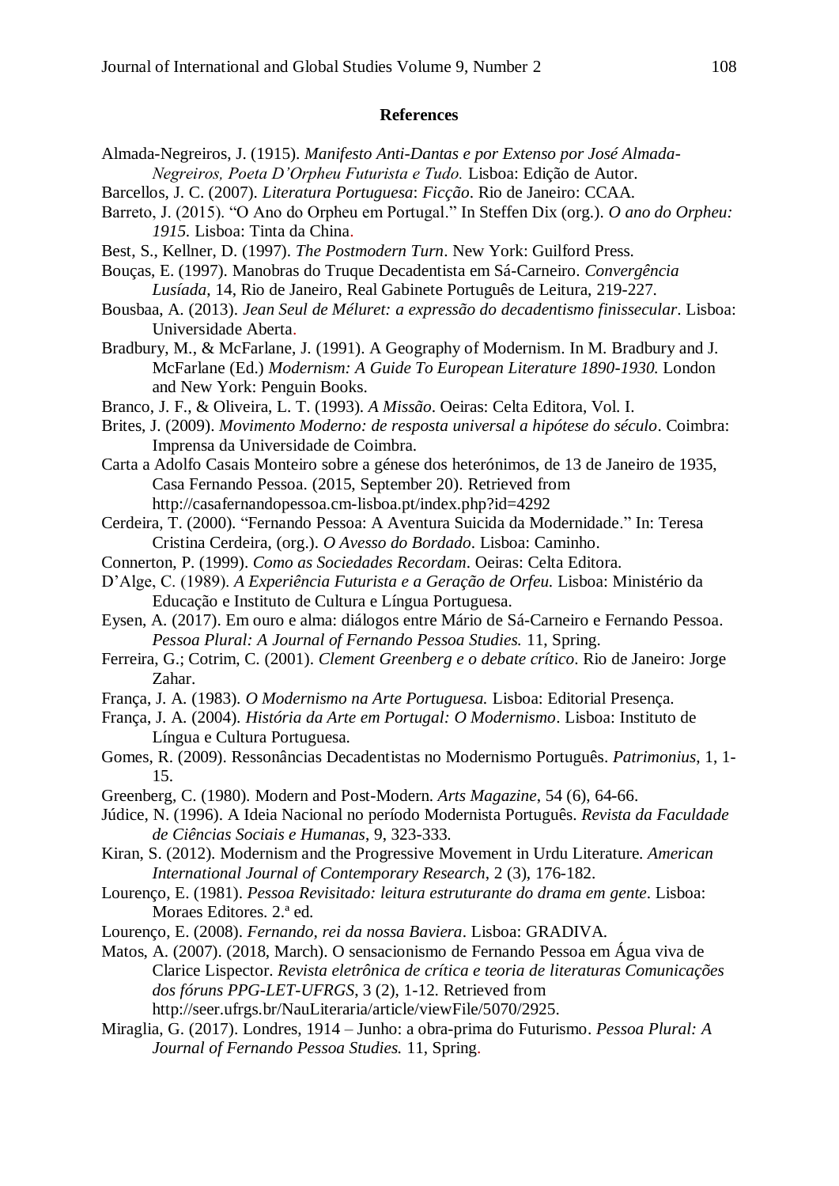**References**

Almada-Negreiros, J. (1915). *Manifesto Anti-Dantas e por Extenso por José Almada-Negreiros, Poeta D'Orpheu Futurista e Tudo.* Lisboa: Edição de Autor.

Barcellos, J. C. (2007). *Literatura Portuguesa*: *Ficção*. Rio de Janeiro: CCAA.

Barreto, J. (2015). "O Ano do Orpheu em Portugal." In Steffen Dix (org.). *O ano do Orpheu: 1915.* Lisboa: Tinta da China.

Best, S., Kellner, D. (1997). *The Postmodern Turn*. New York: Guilford Press.

Bouças, E. (1997). Manobras do Truque Decadentista em Sá-Carneiro. *Convergência Lusíada*, 14, Rio de Janeiro, Real Gabinete Português de Leitura, 219-227.

Bousbaa, A. (2013). *Jean Seul de Méluret: a expressão do decadentismo finissecular*. Lisboa: Universidade Aberta.

Bradbury, M., & McFarlane, J. (1991). A Geography of Modernism. In M. Bradbury and J. McFarlane (Ed.) *Modernism: A Guide To European Literature 1890-1930.* London and New York: Penguin Books.

Branco, J. F., & Oliveira, L. T. (1993). *A Missão*. Oeiras: Celta Editora, Vol. I.

Brites, J. (2009). *Movimento Moderno: de resposta universal a hipótese do século*. Coimbra: Imprensa da Universidade de Coimbra.

Carta a Adolfo Casais Monteiro sobre a génese dos heterónimos, de 13 de Janeiro de 1935, Casa Fernando Pessoa. (2015, September 20). Retrieved from http://casafernandopessoa.cm-lisboa.pt/index.php?id=4292

Cerdeira, T. (2000). "Fernando Pessoa: A Aventura Suicida da Modernidade." In: Teresa Cristina Cerdeira, (org.). *O Avesso do Bordado*. Lisboa: Caminho.

Connerton, P. (1999). *Como as Sociedades Recordam*. Oeiras: Celta Editora.

D'Alge, C. (1989). *A Experiência Futurista e a Geração de Orfeu.* Lisboa: Ministério da Educação e Instituto de Cultura e Língua Portuguesa.

Eysen, A. (2017). Em ouro e alma: diálogos entre Mário de Sá-Carneiro e Fernando Pessoa. *Pessoa Plural: A Journal of Fernando Pessoa Studies.* 11, Spring.

Ferreira, G.; Cotrim, C. (2001). *Clement Greenberg e o debate crítico*. Rio de Janeiro: Jorge Zahar.

França, J. A. (1983). *O Modernismo na Arte Portuguesa.* Lisboa: Editorial Presença.

França, J. A. (2004). *História da Arte em Portugal: O Modernismo*. Lisboa: Instituto de Língua e Cultura Portuguesa.

Gomes, R. (2009). Ressonâncias Decadentistas no Modernismo Português. *Patrimonius*, 1, 1-15.

Greenberg, C. (1980). Modern and Post-Modern. *Arts Magazine*, 54 (6), 64-66.

Júdice, N. (1996). A Ideia Nacional no período Modernista Português. *Revista da Faculdade de Ciências Sociais e Humanas*, 9, 323-333.

Kiran, S. (2012). Modernism and the Progressive Movement in Urdu Literature. *American International Journal of Contemporary Research*, 2 (3), 176-182.

Lourenço, E. (1981). *Pessoa Revisitado: leitura estruturante do drama em gente*. Lisboa: Moraes Editores. 2.ª ed.

Lourenço, E. (2008). *Fernando, rei da nossa Baviera*. Lisboa: GRADIVA.

Matos, A. (2007). (2018, March). O sensacionismo de Fernando Pessoa em Água viva de Clarice Lispector. *Revista eletrônica de crítica e teoria de literaturas Comunicações dos fóruns PPG-LET-UFRGS*, 3 (2), 1-12. Retrieved from http://seer.ufrgs.br/NauLiteraria/article/viewFile/5070/2925.

Miraglia, G. (2017). Londres, 1914 – Junho: a obra-prima do Futurismo. *Pessoa Plural: A Journal of Fernando Pessoa Studies.* 11, Spring.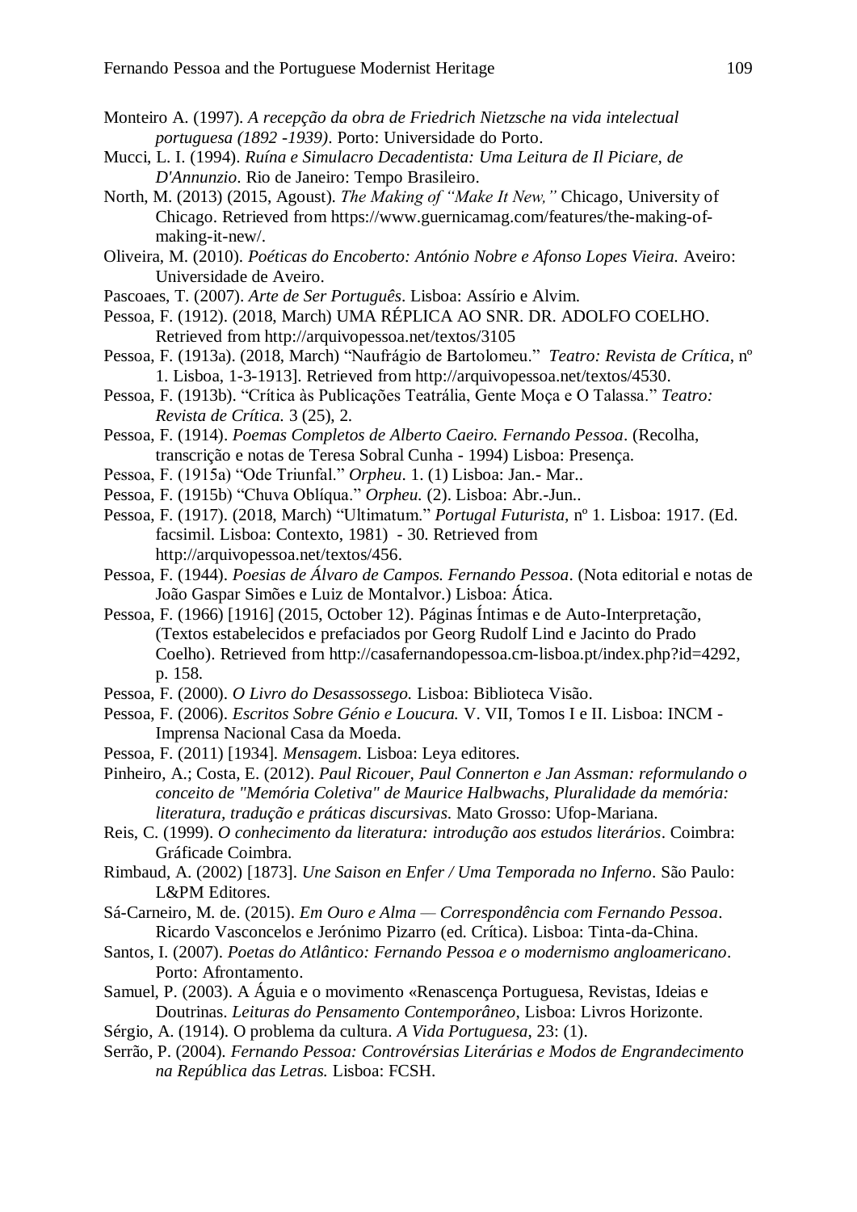Monteiro A. (1997). *A recepção da obra de Friedrich Nietzsche na vida intelectual portuguesa (1892 -1939)*. Porto: Universidade do Porto.

Mucci, L. I. (1994). *Ruína e Simulacro Decadentista: Uma Leitura de Il Piciare, de D'Annunzio*. Rio de Janeiro: Tempo Brasileiro.

North, M. (2013) (2015, Agoust). *The Making of "Make It New,"* Chicago, University of Chicago. Retrieved from https://www.guernicamag.com/features/the-making-of-making-it-new/.

Oliveira, M. (2010). *Poéticas do Encoberto: António Nobre e Afonso Lopes Vieira.* Aveiro: Universidade de Aveiro.

Pascoaes, T. (2007). *Arte de Ser Português*. Lisboa: Assírio e Alvim.

Pessoa, F. (1912). (2018, March) UMA RÉPLICA AO SNR. DR. ADOLFO COELHO. Retrieved from http://arquivopessoa.net/textos/3105

Pessoa, F. (1913a). (2018, March) "Naufrágio de Bartolomeu." *Teatro: Revista de Crítica*, nº 1. Lisboa, 1-3-1913]. Retrieved from http://arquivopessoa.net/textos/4530.

Pessoa, F. (1913b). "Crítica às Publicações Teatrália, Gente Moça e O Talassa." *Teatro: Revista de Crítica.* 3 (25), 2.

Pessoa, F. (1914). *Poemas Completos de Alberto Caeiro. Fernando Pessoa*. (Recolha, transcrição e notas de Teresa Sobral Cunha - 1994) Lisboa: Presença.

Pessoa, F. (1915a) "Ode Triunfal." *Orpheu*. 1. (1) Lisboa: Jan.- Mar..

Pessoa, F. (1915b) "Chuva Oblíqua." *Orpheu.* (2). Lisboa: Abr.-Jun..

Pessoa, F. (1917). (2018, March) "Ultimatum." *Portugal Futurista*, nº 1. Lisboa: 1917. (Ed. facsimil. Lisboa: Contexto, 1981) - 30. Retrieved from http://arquivopessoa.net/textos/456.

Pessoa, F. (1944). *Poesias de Álvaro de Campos. Fernando Pessoa*. (Nota editorial e notas de João Gaspar Simões e Luiz de Montalvor.) Lisboa: Ática.

Pessoa, F. (1966) [1916] (2015, October 12). Páginas Íntimas e de Auto-Interpretação, (Textos estabelecidos e prefaciados por Georg Rudolf Lind e Jacinto do Prado Coelho). Retrieved from http://casafernandopessoa.cm-lisboa.pt/index.php?id=4292, p. 158.

Pessoa, F. (2000). *O Livro do Desassossego.* Lisboa: Biblioteca Visão.

Pessoa, F. (2006). *Escritos Sobre Génio e Loucura.* V. VII, Tomos I e II. Lisboa: INCM - Imprensa Nacional Casa da Moeda.

Pessoa, F. (2011) [1934]. *Mensagem*. Lisboa: Leya editores.

Pinheiro, A.; Costa, E. (2012). *Paul Ricouer, Paul Connerton e Jan Assman: reformulando o conceito de "Memória Coletiva" de Maurice Halbwachs, Pluralidade da memória: literatura, tradução e práticas discursivas*. Mato Grosso: Ufop-Mariana.

Reis, C. (1999). *O conhecimento da literatura: introdução aos estudos literários*. Coimbra: Gráficade Coimbra.

Rimbaud, A. (2002) [1873]. *Une Saison en Enfer / Uma Temporada no Inferno*. São Paulo: L&PM Editores.

Sá-Carneiro, M. de. (2015). *Em Ouro e Alma — Correspondência com Fernando Pessoa*. Ricardo Vasconcelos e Jerónimo Pizarro (ed. Crítica). Lisboa: Tinta-da-China.

Santos, I. (2007). *Poetas do Atlântico: Fernando Pessoa e o modernismo angloamericano*. Porto: Afrontamento.

Samuel, P. (2003). A Águia e o movimento «Renascença Portuguesa, Revistas, Ideias e Doutrinas. *Leituras do Pensamento Contemporâneo*, Lisboa: Livros Horizonte.

Sérgio, A. (1914). O problema da cultura. *A Vida Portuguesa*, 23: (1).

Serrão, P. (2004). *Fernando Pessoa: Controvérsias Literárias e Modos de Engrandecimento na República das Letras.* Lisboa: FCSH.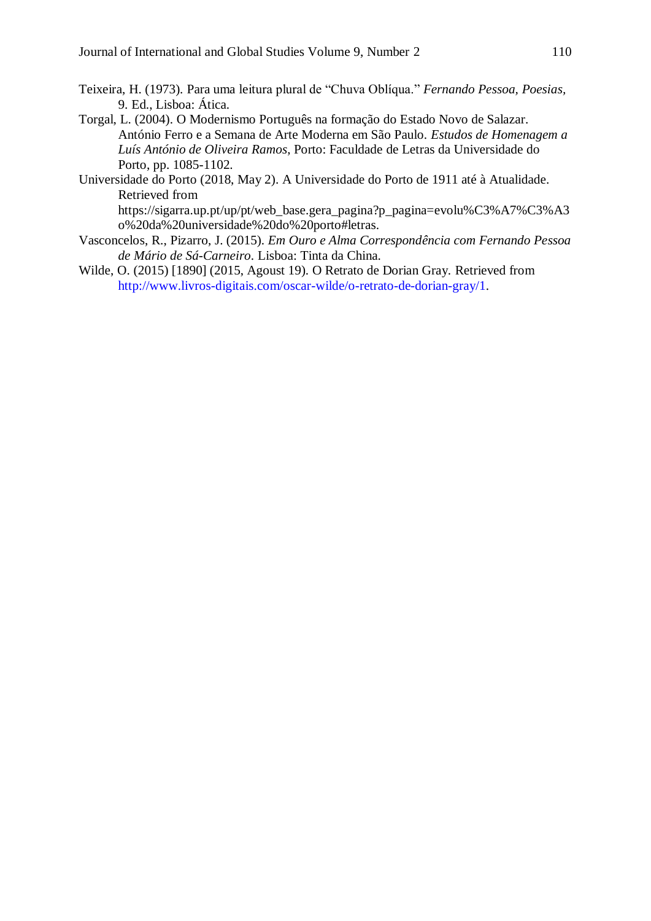Teixeira, H. (1973). Para uma leitura plural de "Chuva Oblíqua." *Fernando Pessoa, Poesias*, 9. Ed., Lisboa: Ática.

Torgal, L. (2004). O Modernismo Português na formação do Estado Novo de Salazar. António Ferro e a Semana de Arte Moderna em São Paulo. *Estudos de Homenagem a Luís António de Oliveira Ramos*, Porto: Faculdade de Letras da Universidade do Porto, pp. 1085-1102.

Universidade do Porto (2018, May 2). A Universidade do Porto de 1911 até à Atualidade. Retrieved from https://sigarra.up.pt/up/pt/web_base.gera_pagina?p_pagina=evolu%C3%A7%C3%A3o%20da%20universidade%20do%20porto#letras.

Vasconcelos, R., Pizarro, J. (2015). *Em Ouro e Alma Correspondência com Fernando Pessoa de Mário de Sá-Carneiro*. Lisboa: Tinta da China.

Wilde, O. (2015) [1890] (2015, Agoust 19). O Retrato de Dorian Gray. Retrieved from http://www.livros-digitais.com/oscar-wilde/o-retrato-de-dorian-gray/1.